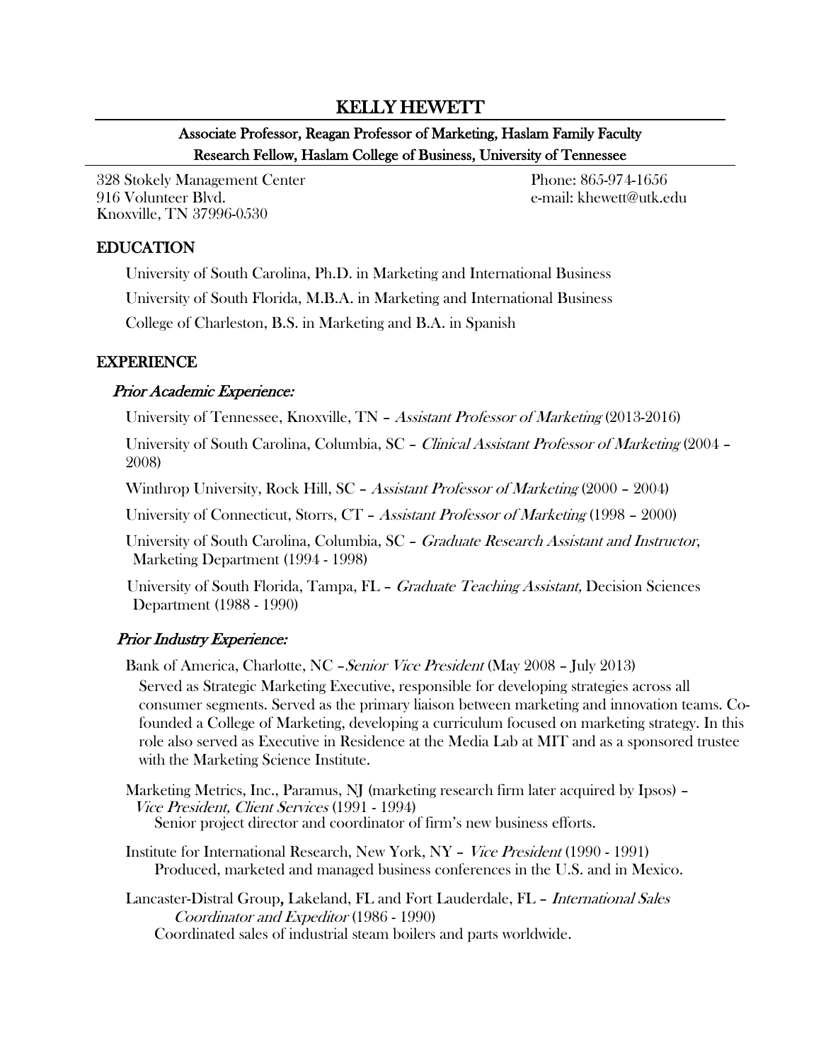# KELLY HEWETT

**Associate Professor, Reagan Professor of Marketing, Haslam Family Faculty Research Fellow, Haslam College of Business, University of Tennessee**

328 Stokely Management Center
916 Volunteer Blvd.
Knoxville, TN 37996-0530

Phone: 865-974-1656
e-mail: khewett@utk.edu

## EDUCATION

University of South Carolina, Ph.D. in Marketing and International Business

University of South Florida, M.B.A. in Marketing and International Business

College of Charleston, B.S. in Marketing and B.A. in Spanish

## EXPERIENCE

### *Prior Academic Experience:*

University of Tennessee, Knoxville, TN – *Assistant Professor of Marketing* (2013-2016)

University of South Carolina, Columbia, SC – *Clinical Assistant Professor of Marketing* (2004 – 2008)

Winthrop University, Rock Hill, SC – *Assistant Professor of Marketing* (2000 – 2004)

University of Connecticut, Storrs, CT – *Assistant Professor of Marketing* (1998 – 2000)

University of South Carolina, Columbia, SC – *Graduate Research Assistant and Instructor*, Marketing Department (1994 - 1998)

University of South Florida, Tampa, FL – *Graduate Teaching Assistant,* Decision Sciences Department (1988 - 1990)

### *Prior Industry Experience:*

Bank of America, Charlotte, NC –*Senior Vice President* (May 2008 – July 2013)

Served as Strategic Marketing Executive, responsible for developing strategies across all consumer segments. Served as the primary liaison between marketing and innovation teams. Co-founded a College of Marketing, developing a curriculum focused on marketing strategy. In this role also served as Executive in Residence at the Media Lab at MIT and as a sponsored trustee with the Marketing Science Institute.

Marketing Metrics, Inc., Paramus, NJ (marketing research firm later acquired by Ipsos) – *Vice President, Client Services* (1991 - 1994)

Senior project director and coordinator of firm's new business efforts.

Institute for International Research, New York, NY – *Vice President* (1990 - 1991)

Produced, marketed and managed business conferences in the U.S. and in Mexico.

Lancaster-Distral Group**,** Lakeland, FL and Fort Lauderdale, FL – *International Sales Coordinator and Expeditor* (1986 - 1990)

Coordinated sales of industrial steam boilers and parts worldwide.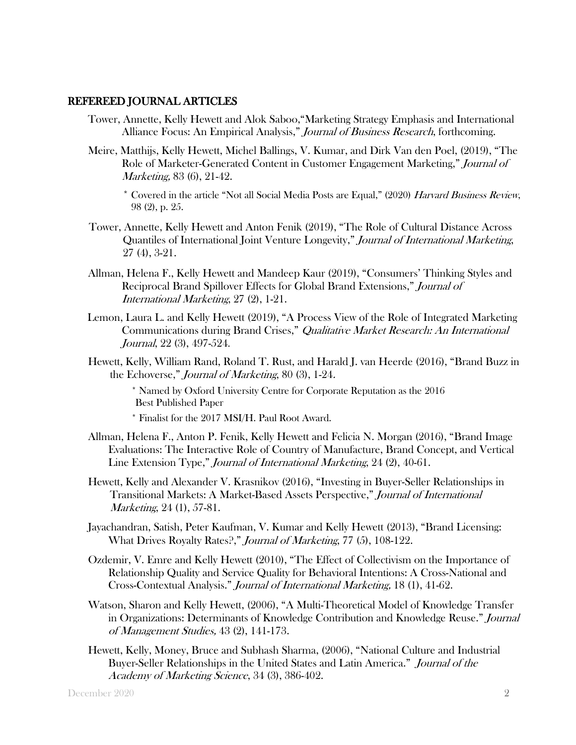## REFEREED JOURNAL ARTICLES

Tower, Annette, Kelly Hewett and Alok Saboo,"Marketing Strategy Emphasis and International Alliance Focus: An Empirical Analysis," *Journal of Business Research*, forthcoming.

Meire, Matthijs, Kelly Hewett, Michel Ballings, V. Kumar, and Dirk Van den Poel, (2019), "The Role of Marketer-Generated Content in Customer Engagement Marketing," *Journal of Marketing,* 83 (6), 21-42.

- \* Covered in the article "Not all Social Media Posts are Equal," (2020) *Harvard Business Review*, 98 (2), p. 25.

Tower, Annette, Kelly Hewett and Anton Fenik (2019), "The Role of Cultural Distance Across Quantiles of International Joint Venture Longevity," *Journal of International Marketing*, 27 (4), 3-21.

Allman, Helena F., Kelly Hewett and Mandeep Kaur (2019), "Consumers' Thinking Styles and Reciprocal Brand Spillover Effects for Global Brand Extensions," *Journal of International Marketing*, 27 (2), 1-21.

Lemon, Laura L. and Kelly Hewett (2019), "A Process View of the Role of Integrated Marketing Communications during Brand Crises," *Qualitative Market Research: An International Journal*, 22 (3), 497-524.

Hewett, Kelly, William Rand, Roland T. Rust, and Harald J. van Heerde (2016), "Brand Buzz in the Echoverse," *Journal of Marketing*, 80 (3), 1-24.

- \* Named by Oxford University Centre for Corporate Reputation as the 2016 Best Published Paper
- \* Finalist for the 2017 MSI/H. Paul Root Award.

Allman, Helena F., Anton P. Fenik, Kelly Hewett and Felicia N. Morgan (2016), "Brand Image Evaluations: The Interactive Role of Country of Manufacture, Brand Concept, and Vertical Line Extension Type," *Journal of International Marketing*, 24 (2), 40-61.

Hewett, Kelly and Alexander V. Krasnikov (2016), "Investing in Buyer-Seller Relationships in Transitional Markets: A Market-Based Assets Perspective," *Journal of International Marketing*, 24 (1), 57-81.

Jayachandran, Satish, Peter Kaufman, V. Kumar and Kelly Hewett (2013), "Brand Licensing: What Drives Royalty Rates?," *Journal of Marketing*, 77 (5), 108-122.

Ozdemir, V. Emre and Kelly Hewett (2010), "The Effect of Collectivism on the Importance of Relationship Quality and Service Quality for Behavioral Intentions: A Cross-National and Cross-Contextual Analysis." *Journal of International Marketing,* 18 (1), 41-62.

Watson, Sharon and Kelly Hewett, (2006), "A Multi-Theoretical Model of Knowledge Transfer in Organizations: Determinants of Knowledge Contribution and Knowledge Reuse." *Journal of Management Studies,* 43 (2), 141-173.

Hewett, Kelly, Money, Bruce and Subhash Sharma, (2006), "National Culture and Industrial Buyer-Seller Relationships in the United States and Latin America." *Journal of the Academy of Marketing Science*, 34 (3), 386-402.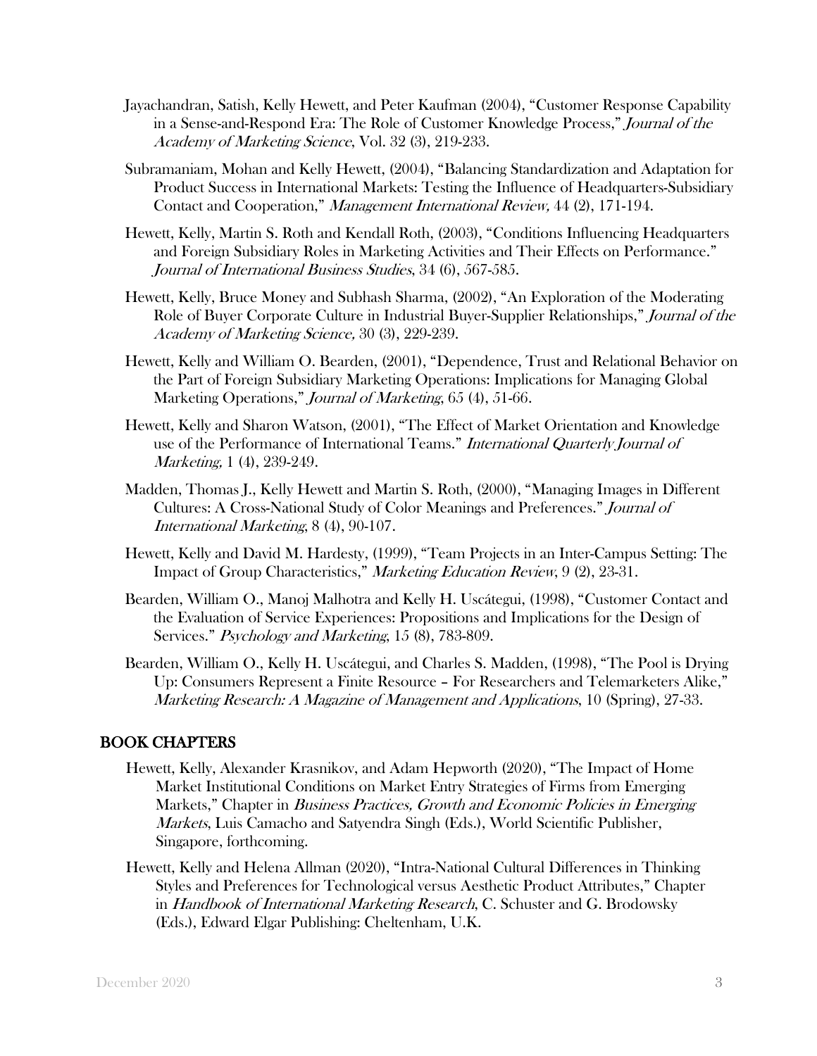Jayachandran, Satish, Kelly Hewett, and Peter Kaufman (2004), "Customer Response Capability in a Sense-and-Respond Era: The Role of Customer Knowledge Process," *Journal of the Academy of Marketing Science*, Vol. 32 (3), 219-233.

Subramaniam, Mohan and Kelly Hewett, (2004), "Balancing Standardization and Adaptation for Product Success in International Markets: Testing the Influence of Headquarters-Subsidiary Contact and Cooperation," *Management International Review,* 44 (2), 171-194.

Hewett, Kelly, Martin S. Roth and Kendall Roth, (2003), "Conditions Influencing Headquarters and Foreign Subsidiary Roles in Marketing Activities and Their Effects on Performance." *Journal of International Business Studies*, 34 (6), 567-585.

Hewett, Kelly, Bruce Money and Subhash Sharma, (2002), "An Exploration of the Moderating Role of Buyer Corporate Culture in Industrial Buyer-Supplier Relationships," *Journal of the Academy of Marketing Science,* 30 (3), 229-239.

Hewett, Kelly and William O. Bearden, (2001), "Dependence, Trust and Relational Behavior on the Part of Foreign Subsidiary Marketing Operations: Implications for Managing Global Marketing Operations," *Journal of Marketing*, 65 (4), 51-66.

Hewett, Kelly and Sharon Watson, (2001), "The Effect of Market Orientation and Knowledge use of the Performance of International Teams." *International Quarterly Journal of Marketing,* 1 (4), 239-249.

Madden, Thomas J., Kelly Hewett and Martin S. Roth, (2000), "Managing Images in Different Cultures: A Cross-National Study of Color Meanings and Preferences." *Journal of International Marketing*, 8 (4), 90-107.

Hewett, Kelly and David M. Hardesty, (1999), "Team Projects in an Inter-Campus Setting: The Impact of Group Characteristics," *Marketing Education Review*, 9 (2), 23-31.

Bearden, William O., Manoj Malhotra and Kelly H. Uscátegui, (1998), "Customer Contact and the Evaluation of Service Experiences: Propositions and Implications for the Design of Services." *Psychology and Marketing*, 15 (8), 783-809.

Bearden, William O., Kelly H. Uscátegui, and Charles S. Madden, (1998), "The Pool is Drying Up: Consumers Represent a Finite Resource – For Researchers and Telemarketers Alike," *Marketing Research: A Magazine of Management and Applications*, 10 (Spring), 27-33.

## BOOK CHAPTERS

Hewett, Kelly, Alexander Krasnikov, and Adam Hepworth (2020), "The Impact of Home Market Institutional Conditions on Market Entry Strategies of Firms from Emerging Markets," Chapter in *Business Practices, Growth and Economic Policies in Emerging Markets*, Luis Camacho and Satyendra Singh (Eds.), World Scientific Publisher, Singapore, forthcoming.

Hewett, Kelly and Helena Allman (2020), "Intra-National Cultural Differences in Thinking Styles and Preferences for Technological versus Aesthetic Product Attributes," Chapter in *Handbook of International Marketing Research*, C. Schuster and G. Brodowsky (Eds.), Edward Elgar Publishing: Cheltenham, U.K.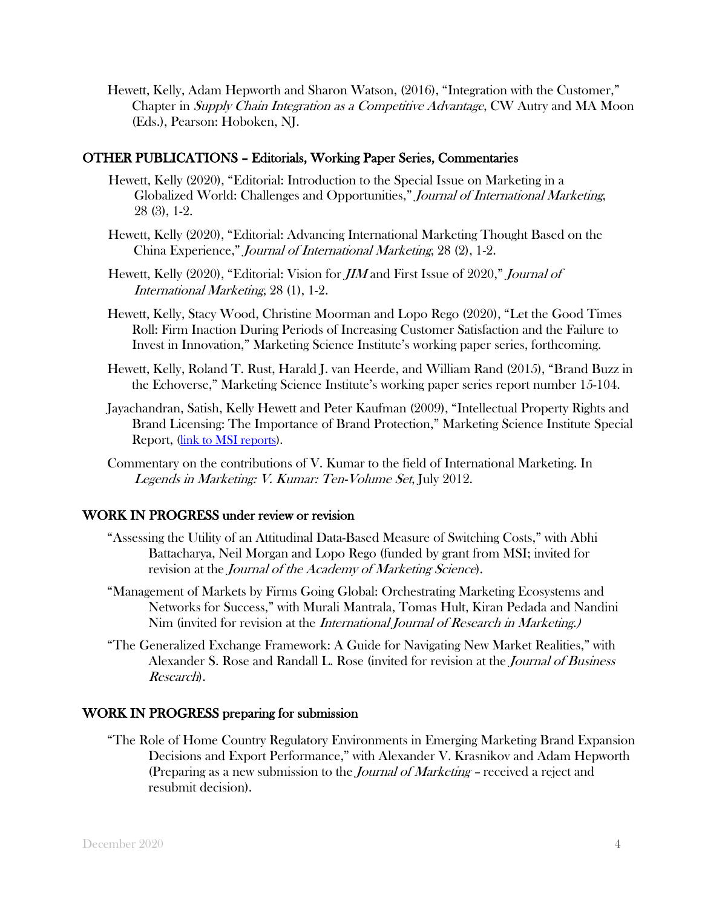Hewett, Kelly, Adam Hepworth and Sharon Watson, (2016), "Integration with the Customer," Chapter in *Supply Chain Integration as a Competitive Advantage*, CW Autry and MA Moon (Eds.), Pearson: Hoboken, NJ.

## OTHER PUBLICATIONS – Editorials, Working Paper Series, Commentaries

Hewett, Kelly (2020), "Editorial: Introduction to the Special Issue on Marketing in a Globalized World: Challenges and Opportunities," *Journal of International Marketing*, 28 (3), 1-2.

Hewett, Kelly (2020), "Editorial: Advancing International Marketing Thought Based on the China Experience," *Journal of International Marketing*, 28 (2), 1-2.

Hewett, Kelly (2020), "Editorial: Vision for *JIM* and First Issue of 2020," *Journal of International Marketing*, 28 (1), 1-2.

Hewett, Kelly, Stacy Wood, Christine Moorman and Lopo Rego (2020), "Let the Good Times Roll: Firm Inaction During Periods of Increasing Customer Satisfaction and the Failure to Invest in Innovation," Marketing Science Institute's working paper series, forthcoming.

Hewett, Kelly, Roland T. Rust, Harald J. van Heerde, and William Rand (2015), "Brand Buzz in the Echoverse," Marketing Science Institute's working paper series report number 15-104.

Jayachandran, Satish, Kelly Hewett and Peter Kaufman (2009), "Intellectual Property Rights and Brand Licensing: The Importance of Brand Protection," Marketing Science Institute Special Report, (link to MSI reports).

Commentary on the contributions of V. Kumar to the field of International Marketing. In *Legends in Marketing: V. Kumar: Ten-Volume Set*, July 2012.

## WORK IN PROGRESS under review or revision

"Assessing the Utility of an Attitudinal Data-Based Measure of Switching Costs," with Abhi Battacharya, Neil Morgan and Lopo Rego (funded by grant from MSI; invited for revision at the *Journal of the Academy of Marketing Science*).

"Management of Markets by Firms Going Global: Orchestrating Marketing Ecosystems and Networks for Success," with Murali Mantrala, Tomas Hult, Kiran Pedada and Nandini Nim (invited for revision at the *International Journal of Research in Marketing.)*

"The Generalized Exchange Framework: A Guide for Navigating New Market Realities," with Alexander S. Rose and Randall L. Rose (invited for revision at the *Journal of Business Research*).

## WORK IN PROGRESS preparing for submission

"The Role of Home Country Regulatory Environments in Emerging Marketing Brand Expansion Decisions and Export Performance," with Alexander V. Krasnikov and Adam Hepworth (Preparing as a new submission to the *Journal of Marketing* – received a reject and resubmit decision).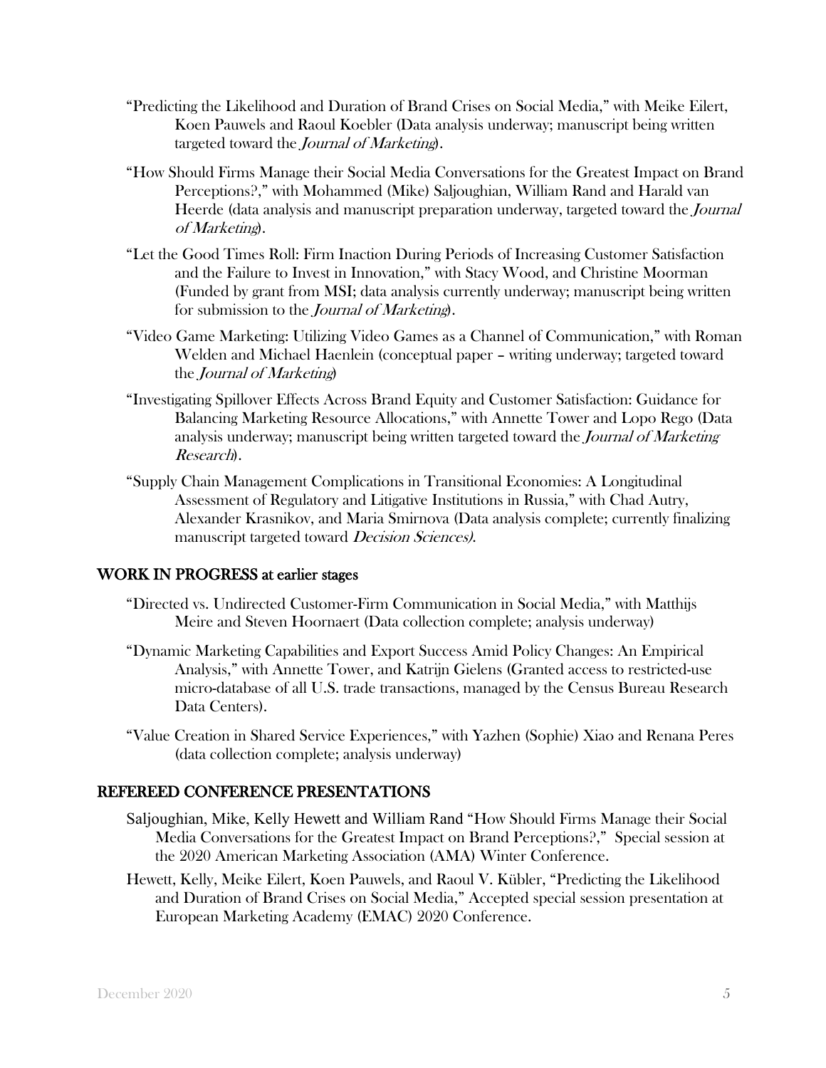- "Predicting the Likelihood and Duration of Brand Crises on Social Media," with Meike Eilert, Koen Pauwels and Raoul Koebler (Data analysis underway; manuscript being written targeted toward the *Journal of Marketing*).
- "How Should Firms Manage their Social Media Conversations for the Greatest Impact on Brand Perceptions?," with Mohammed (Mike) Saljoughian, William Rand and Harald van Heerde (data analysis and manuscript preparation underway, targeted toward the *Journal of Marketing*).
- "Let the Good Times Roll: Firm Inaction During Periods of Increasing Customer Satisfaction and the Failure to Invest in Innovation," with Stacy Wood, and Christine Moorman (Funded by grant from MSI; data analysis currently underway; manuscript being written for submission to the *Journal of Marketing*).
- "Video Game Marketing: Utilizing Video Games as a Channel of Communication," with Roman Welden and Michael Haenlein (conceptual paper – writing underway; targeted toward the *Journal of Marketing*)
- "Investigating Spillover Effects Across Brand Equity and Customer Satisfaction: Guidance for Balancing Marketing Resource Allocations," with Annette Tower and Lopo Rego (Data analysis underway; manuscript being written targeted toward the *Journal of Marketing Research*).
- "Supply Chain Management Complications in Transitional Economies: A Longitudinal Assessment of Regulatory and Litigative Institutions in Russia," with Chad Autry, Alexander Krasnikov, and Maria Smirnova (Data analysis complete; currently finalizing manuscript targeted toward *Decision Sciences)*.

## WORK IN PROGRESS at earlier stages

- "Directed vs. Undirected Customer-Firm Communication in Social Media," with Matthijs Meire and Steven Hoornaert (Data collection complete; analysis underway)
- "Dynamic Marketing Capabilities and Export Success Amid Policy Changes: An Empirical Analysis," with Annette Tower, and Katrijn Gielens (Granted access to restricted-use micro-database of all U.S. trade transactions, managed by the Census Bureau Research Data Centers).
- "Value Creation in Shared Service Experiences," with Yazhen (Sophie) Xiao and Renana Peres (data collection complete; analysis underway)

## REFEREED CONFERENCE PRESENTATIONS

- Saljoughian, Mike, Kelly Hewett and William Rand "How Should Firms Manage their Social Media Conversations for the Greatest Impact on Brand Perceptions?," Special session at the 2020 American Marketing Association (AMA) Winter Conference.
- Hewett, Kelly, Meike Eilert, Koen Pauwels, and Raoul V. Kübler, "Predicting the Likelihood and Duration of Brand Crises on Social Media," Accepted special session presentation at European Marketing Academy (EMAC) 2020 Conference.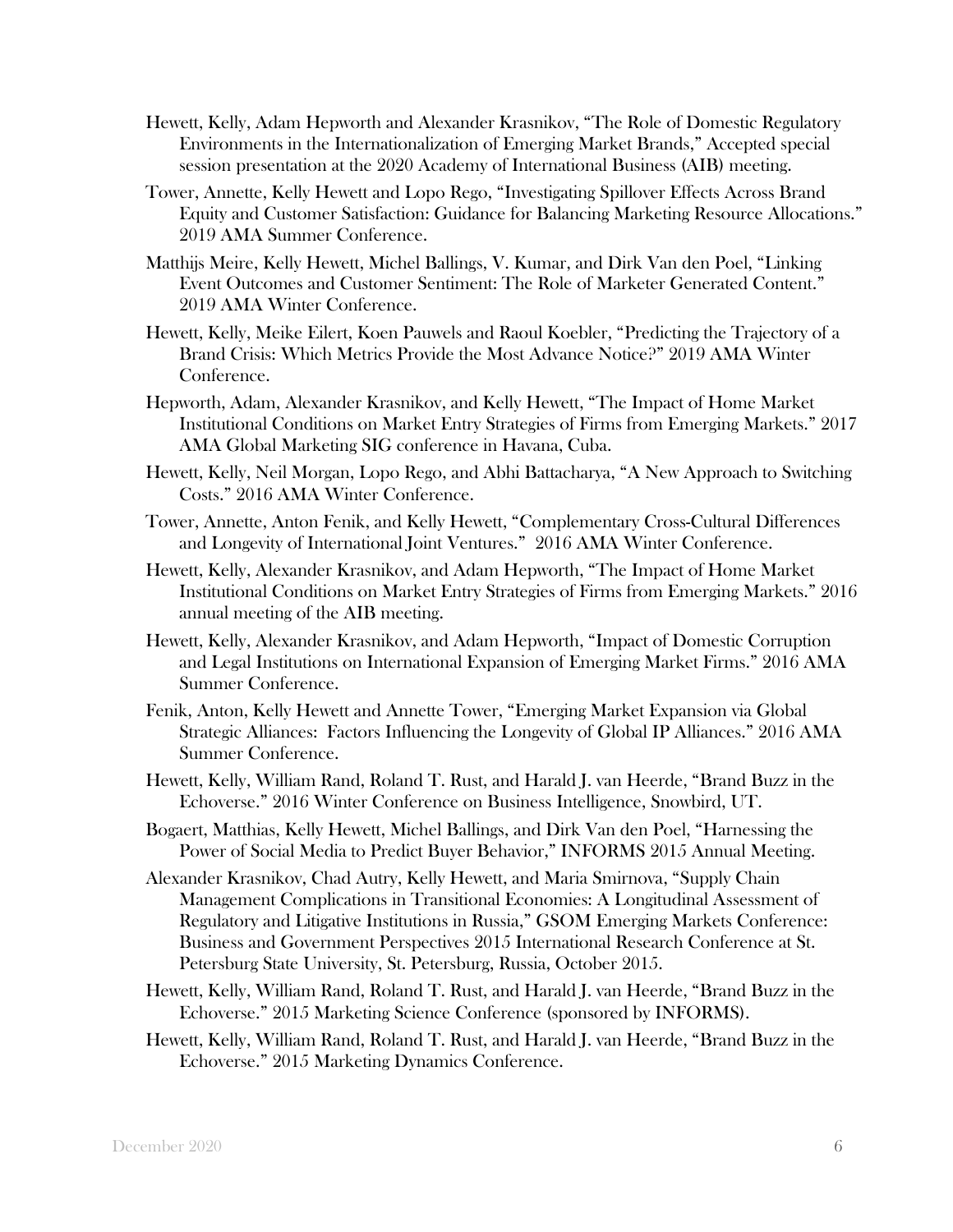Hewett, Kelly, Adam Hepworth and Alexander Krasnikov, "The Role of Domestic Regulatory Environments in the Internationalization of Emerging Market Brands," Accepted special session presentation at the 2020 Academy of International Business (AIB) meeting.

Tower, Annette, Kelly Hewett and Lopo Rego, "Investigating Spillover Effects Across Brand Equity and Customer Satisfaction: Guidance for Balancing Marketing Resource Allocations." 2019 AMA Summer Conference.

Matthijs Meire, Kelly Hewett, Michel Ballings, V. Kumar, and Dirk Van den Poel, "Linking Event Outcomes and Customer Sentiment: The Role of Marketer Generated Content." 2019 AMA Winter Conference.

Hewett, Kelly, Meike Eilert, Koen Pauwels and Raoul Koebler, "Predicting the Trajectory of a Brand Crisis: Which Metrics Provide the Most Advance Notice?" 2019 AMA Winter Conference.

Hepworth, Adam, Alexander Krasnikov, and Kelly Hewett, "The Impact of Home Market Institutional Conditions on Market Entry Strategies of Firms from Emerging Markets." 2017 AMA Global Marketing SIG conference in Havana, Cuba.

Hewett, Kelly, Neil Morgan, Lopo Rego, and Abhi Battacharya, "A New Approach to Switching Costs." 2016 AMA Winter Conference.

Tower, Annette, Anton Fenik, and Kelly Hewett, "Complementary Cross-Cultural Differences and Longevity of International Joint Ventures." 2016 AMA Winter Conference.

Hewett, Kelly, Alexander Krasnikov, and Adam Hepworth, "The Impact of Home Market Institutional Conditions on Market Entry Strategies of Firms from Emerging Markets." 2016 annual meeting of the AIB meeting.

Hewett, Kelly, Alexander Krasnikov, and Adam Hepworth, "Impact of Domestic Corruption and Legal Institutions on International Expansion of Emerging Market Firms." 2016 AMA Summer Conference.

Fenik, Anton, Kelly Hewett and Annette Tower, "Emerging Market Expansion via Global Strategic Alliances: Factors Influencing the Longevity of Global IP Alliances." 2016 AMA Summer Conference.

Hewett, Kelly, William Rand, Roland T. Rust, and Harald J. van Heerde, "Brand Buzz in the Echoverse." 2016 Winter Conference on Business Intelligence, Snowbird, UT.

Bogaert, Matthias, Kelly Hewett, Michel Ballings, and Dirk Van den Poel, "Harnessing the Power of Social Media to Predict Buyer Behavior," INFORMS 2015 Annual Meeting.

Alexander Krasnikov, Chad Autry, Kelly Hewett, and Maria Smirnova, "Supply Chain Management Complications in Transitional Economies: A Longitudinal Assessment of Regulatory and Litigative Institutions in Russia," GSOM Emerging Markets Conference: Business and Government Perspectives 2015 International Research Conference at St. Petersburg State University, St. Petersburg, Russia, October 2015.

Hewett, Kelly, William Rand, Roland T. Rust, and Harald J. van Heerde, "Brand Buzz in the Echoverse." 2015 Marketing Science Conference (sponsored by INFORMS).

Hewett, Kelly, William Rand, Roland T. Rust, and Harald J. van Heerde, "Brand Buzz in the Echoverse." 2015 Marketing Dynamics Conference.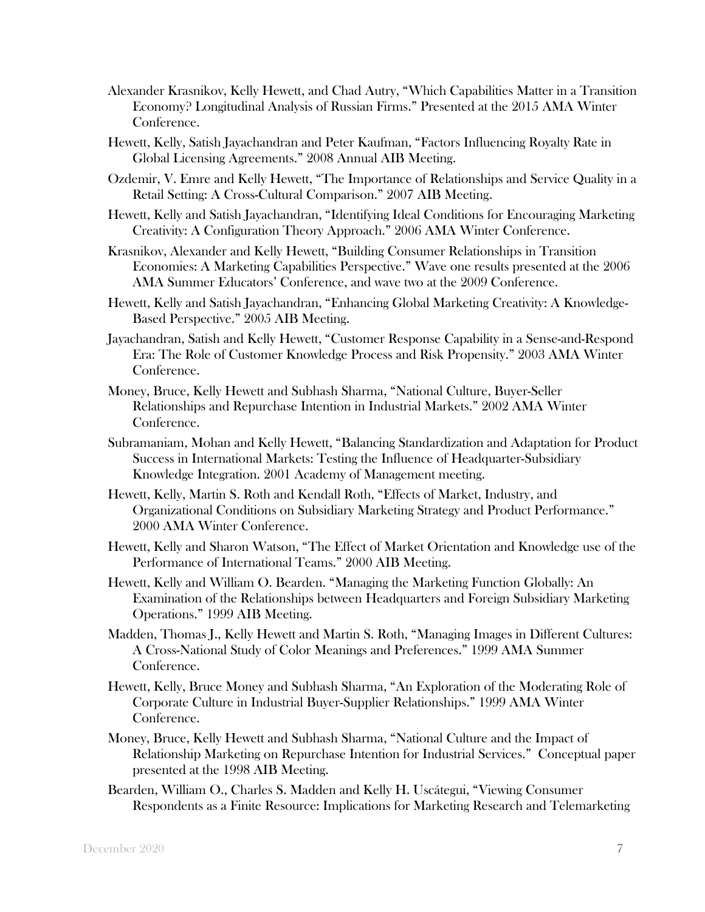Alexander Krasnikov, Kelly Hewett, and Chad Autry, "Which Capabilities Matter in a Transition Economy? Longitudinal Analysis of Russian Firms." Presented at the 2015 AMA Winter Conference.

Hewett, Kelly, Satish Jayachandran and Peter Kaufman, "Factors Influencing Royalty Rate in Global Licensing Agreements." 2008 Annual AIB Meeting.

Ozdemir, V. Emre and Kelly Hewett, "The Importance of Relationships and Service Quality in a Retail Setting: A Cross-Cultural Comparison." 2007 AIB Meeting.

Hewett, Kelly and Satish Jayachandran, "Identifying Ideal Conditions for Encouraging Marketing Creativity: A Configuration Theory Approach." 2006 AMA Winter Conference.

Krasnikov, Alexander and Kelly Hewett, "Building Consumer Relationships in Transition Economies: A Marketing Capabilities Perspective." Wave one results presented at the 2006 AMA Summer Educators' Conference, and wave two at the 2009 Conference.

Hewett, Kelly and Satish Jayachandran, "Enhancing Global Marketing Creativity: A Knowledge-Based Perspective." 2005 AIB Meeting.

Jayachandran, Satish and Kelly Hewett, "Customer Response Capability in a Sense-and-Respond Era: The Role of Customer Knowledge Process and Risk Propensity." 2003 AMA Winter Conference.

Money, Bruce, Kelly Hewett and Subhash Sharma, "National Culture, Buyer-Seller Relationships and Repurchase Intention in Industrial Markets." 2002 AMA Winter Conference.

Subramaniam, Mohan and Kelly Hewett, "Balancing Standardization and Adaptation for Product Success in International Markets: Testing the Influence of Headquarter-Subsidiary Knowledge Integration. 2001 Academy of Management meeting.

Hewett, Kelly, Martin S. Roth and Kendall Roth, "Effects of Market, Industry, and Organizational Conditions on Subsidiary Marketing Strategy and Product Performance." 2000 AMA Winter Conference.

Hewett, Kelly and Sharon Watson, "The Effect of Market Orientation and Knowledge use of the Performance of International Teams." 2000 AIB Meeting.

Hewett, Kelly and William O. Bearden. "Managing the Marketing Function Globally: An Examination of the Relationships between Headquarters and Foreign Subsidiary Marketing Operations." 1999 AIB Meeting.

Madden, Thomas J., Kelly Hewett and Martin S. Roth, "Managing Images in Different Cultures: A Cross-National Study of Color Meanings and Preferences." 1999 AMA Summer Conference.

Hewett, Kelly, Bruce Money and Subhash Sharma, "An Exploration of the Moderating Role of Corporate Culture in Industrial Buyer-Supplier Relationships." 1999 AMA Winter Conference.

Money, Bruce, Kelly Hewett and Subhash Sharma, "National Culture and the Impact of Relationship Marketing on Repurchase Intention for Industrial Services." Conceptual paper presented at the 1998 AIB Meeting.

Bearden, William O., Charles S. Madden and Kelly H. Uscátegui, "Viewing Consumer Respondents as a Finite Resource: Implications for Marketing Research and Telemarketing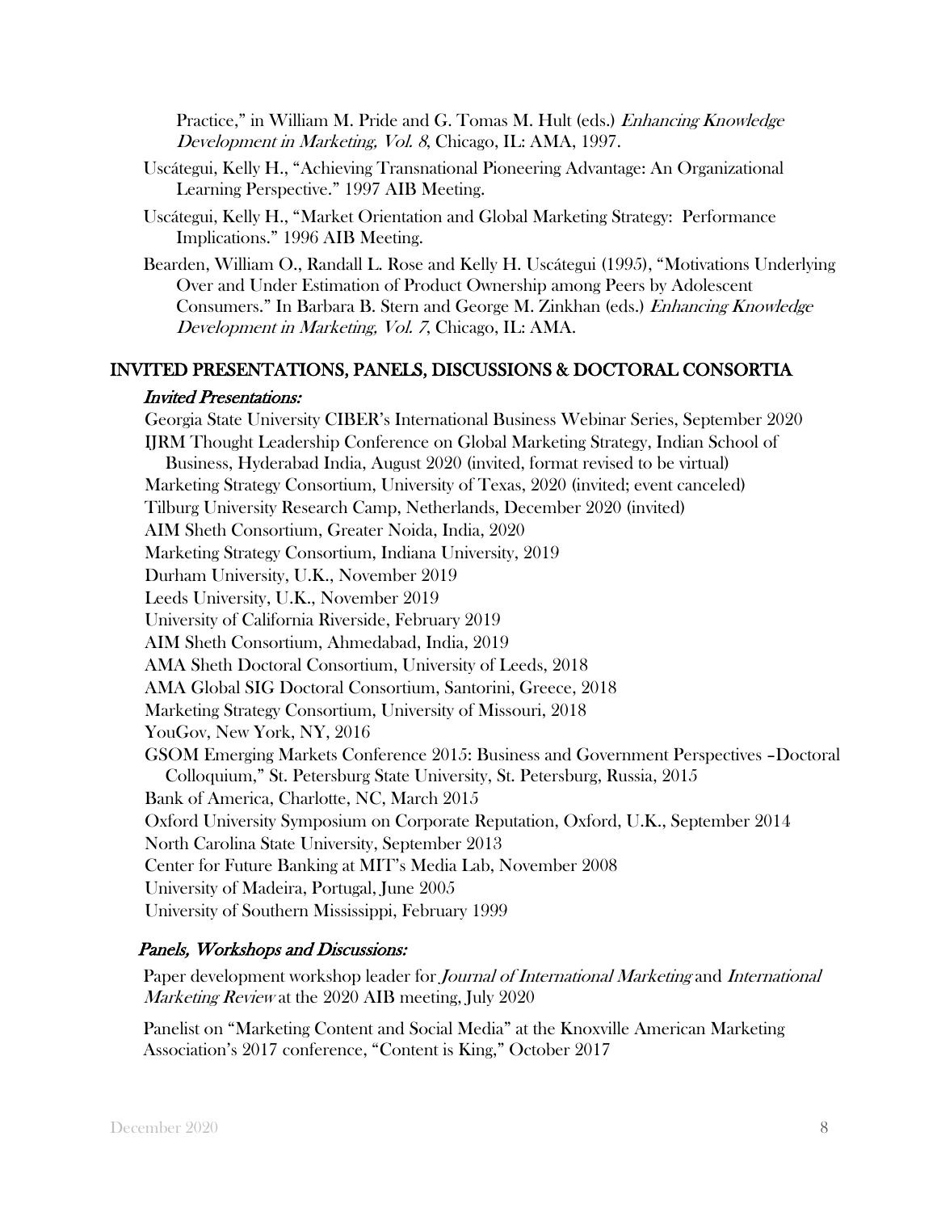Practice," in William M. Pride and G. Tomas M. Hult (eds.) *Enhancing Knowledge Development in Marketing, Vol. 8*, Chicago, IL: AMA, 1997.

Uscátegui, Kelly H., "Achieving Transnational Pioneering Advantage: An Organizational Learning Perspective." 1997 AIB Meeting.

Uscátegui, Kelly H., "Market Orientation and Global Marketing Strategy: Performance Implications." 1996 AIB Meeting.

Bearden, William O., Randall L. Rose and Kelly H. Uscátegui (1995), "Motivations Underlying Over and Under Estimation of Product Ownership among Peers by Adolescent Consumers." In Barbara B. Stern and George M. Zinkhan (eds.) *Enhancing Knowledge Development in Marketing, Vol. 7*, Chicago, IL: AMA.

## INVITED PRESENTATIONS, PANELS, DISCUSSIONS & DOCTORAL CONSORTIA

### *Invited Presentations:*

Georgia State University CIBER's International Business Webinar Series, September 2020
IJRM Thought Leadership Conference on Global Marketing Strategy, Indian School of Business, Hyderabad India, August 2020 (invited, format revised to be virtual)
Marketing Strategy Consortium, University of Texas, 2020 (invited; event canceled)
Tilburg University Research Camp, Netherlands, December 2020 (invited)
AIM Sheth Consortium, Greater Noida, India, 2020
Marketing Strategy Consortium, Indiana University, 2019
Durham University, U.K., November 2019
Leeds University, U.K., November 2019
University of California Riverside, February 2019
AIM Sheth Consortium, Ahmedabad, India, 2019
AMA Sheth Doctoral Consortium, University of Leeds, 2018
AMA Global SIG Doctoral Consortium, Santorini, Greece, 2018
Marketing Strategy Consortium, University of Missouri, 2018
YouGov, New York, NY, 2016
GSOM Emerging Markets Conference 2015: Business and Government Perspectives –Doctoral Colloquium," St. Petersburg State University, St. Petersburg, Russia, 2015
Bank of America, Charlotte, NC, March 2015
Oxford University Symposium on Corporate Reputation, Oxford, U.K., September 2014
North Carolina State University, September 2013
Center for Future Banking at MIT's Media Lab, November 2008
University of Madeira, Portugal, June 2005
University of Southern Mississippi, February 1999

### *Panels, Workshops and Discussions:*

Paper development workshop leader for *Journal of International Marketing* and *International Marketing Review* at the 2020 AIB meeting, July 2020

Panelist on "Marketing Content and Social Media" at the Knoxville American Marketing Association's 2017 conference, "Content is King," October 2017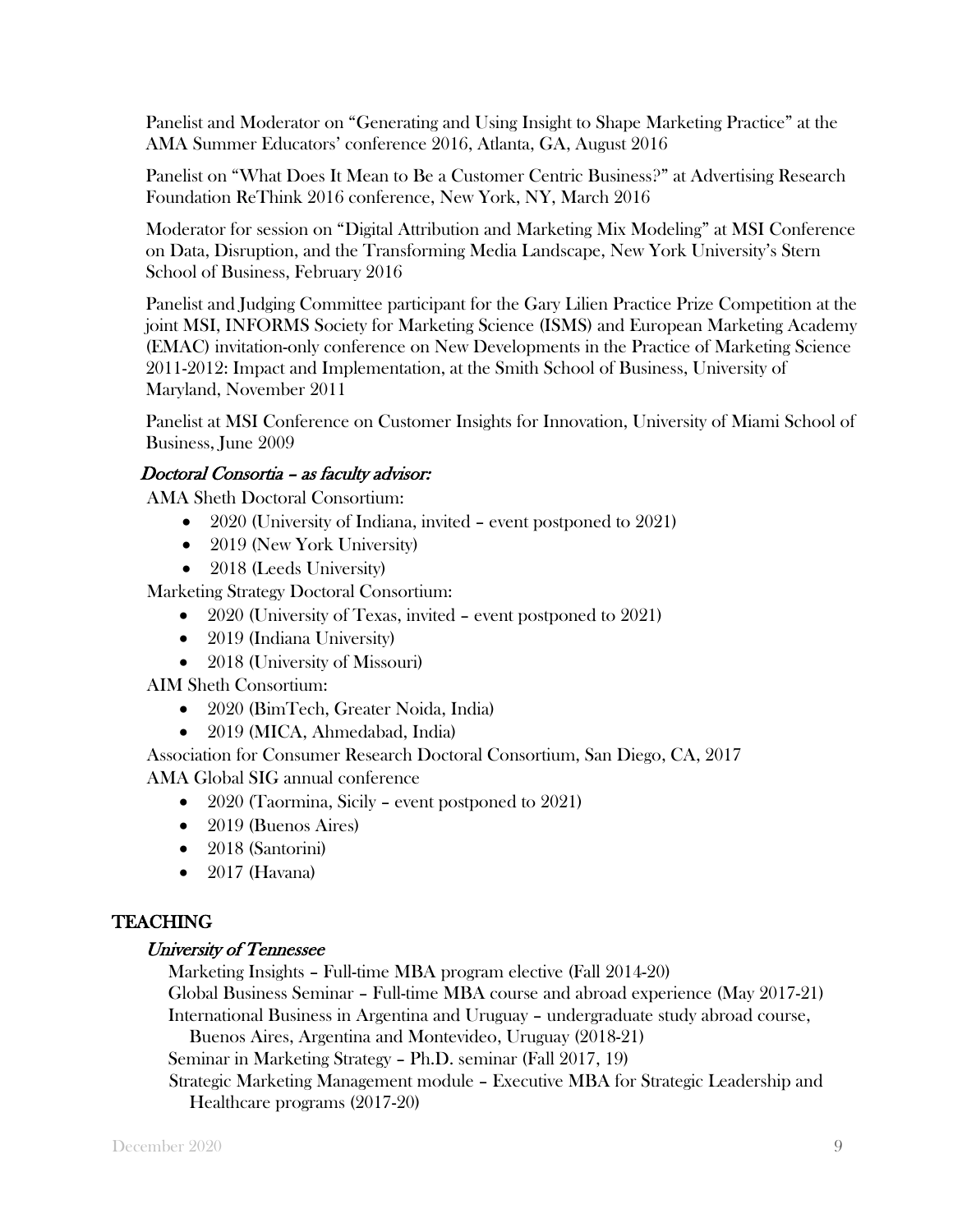Panelist and Moderator on "Generating and Using Insight to Shape Marketing Practice" at the AMA Summer Educators' conference 2016, Atlanta, GA, August 2016

Panelist on "What Does It Mean to Be a Customer Centric Business?" at Advertising Research Foundation ReThink 2016 conference, New York, NY, March 2016

Moderator for session on "Digital Attribution and Marketing Mix Modeling" at MSI Conference on Data, Disruption, and the Transforming Media Landscape, New York University's Stern School of Business, February 2016

Panelist and Judging Committee participant for the Gary Lilien Practice Prize Competition at the joint MSI, INFORMS Society for Marketing Science (ISMS) and European Marketing Academy (EMAC) invitation-only conference on New Developments in the Practice of Marketing Science 2011-2012: Impact and Implementation, at the Smith School of Business, University of Maryland, November 2011

Panelist at MSI Conference on Customer Insights for Innovation, University of Miami School of Business, June 2009

### *Doctoral Consortia – as faculty advisor:*

AMA Sheth Doctoral Consortium:

- 2020 (University of Indiana, invited – event postponed to 2021)
- 2019 (New York University)
- 2018 (Leeds University)

Marketing Strategy Doctoral Consortium:

- 2020 (University of Texas, invited – event postponed to 2021)
- 2019 (Indiana University)
- 2018 (University of Missouri)

AIM Sheth Consortium:

- 2020 (BimTech, Greater Noida, India)
- 2019 (MICA, Ahmedabad, India)

Association for Consumer Research Doctoral Consortium, San Diego, CA, 2017

AMA Global SIG annual conference

- 2020 (Taormina, Sicily – event postponed to 2021)
- 2019 (Buenos Aires)
- 2018 (Santorini)
- 2017 (Havana)

## TEACHING

### *University of Tennessee*

Marketing Insights – Full-time MBA program elective (Fall 2014-20)
Global Business Seminar – Full-time MBA course and abroad experience (May 2017-21)
International Business in Argentina and Uruguay – undergraduate study abroad course, Buenos Aires, Argentina and Montevideo, Uruguay (2018-21)
Seminar in Marketing Strategy – Ph.D. seminar (Fall 2017, 19)
Strategic Marketing Management module – Executive MBA for Strategic Leadership and Healthcare programs (2017-20)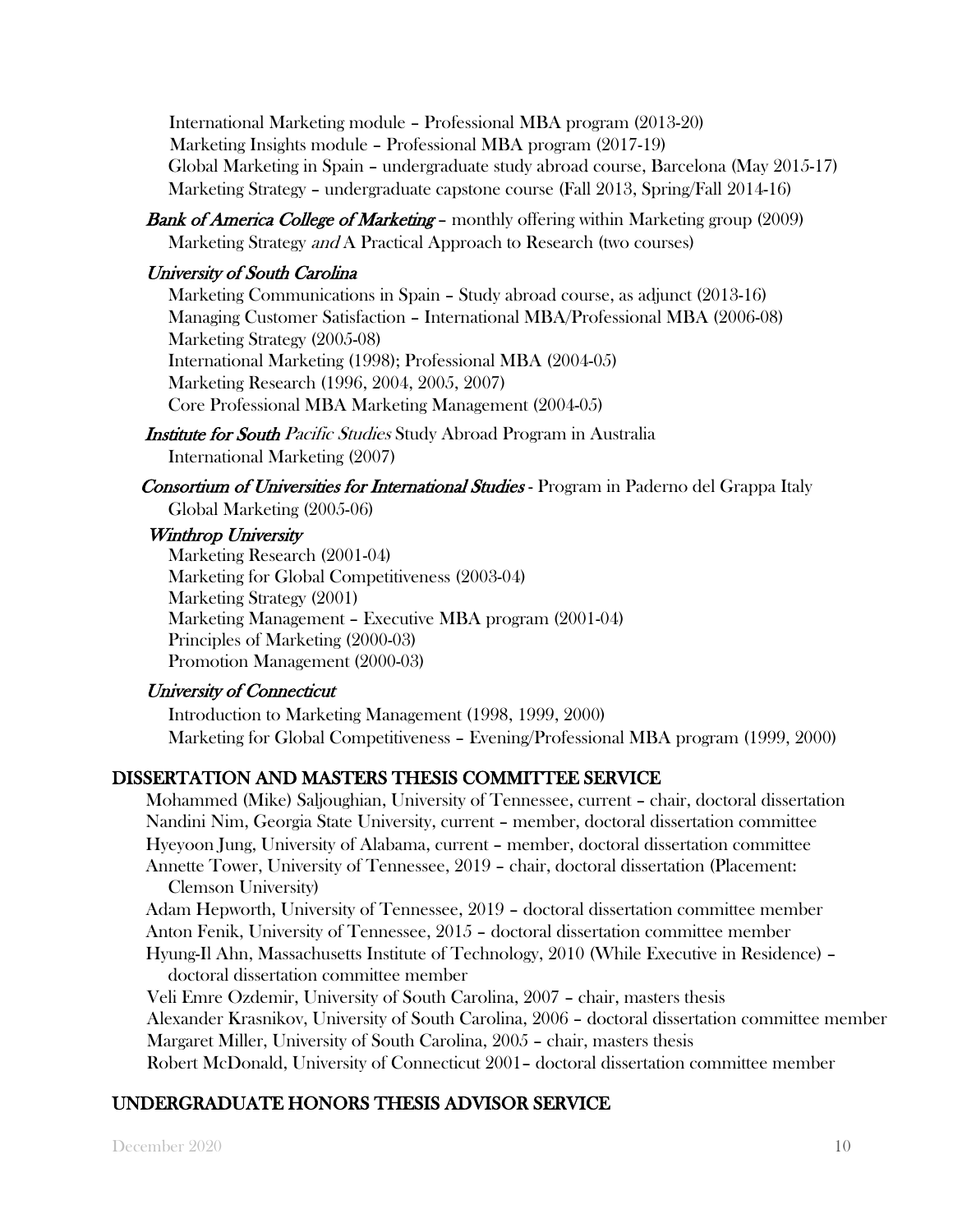International Marketing module – Professional MBA program (2013-20)
Marketing Insights module – Professional MBA program (2017-19)
Global Marketing in Spain – undergraduate study abroad course, Barcelona (May 2015-17)
Marketing Strategy – undergraduate capstone course (Fall 2013, Spring/Fall 2014-16)

***Bank of America College of Marketing*** – monthly offering within Marketing group (2009)
Marketing Strategy *and* A Practical Approach to Research (two courses)

*University of South Carolina*
Marketing Communications in Spain – Study abroad course, as adjunct (2013-16)
Managing Customer Satisfaction – International MBA/Professional MBA (2006-08)
Marketing Strategy (2005-08)
International Marketing (1998); Professional MBA (2004-05)
Marketing Research (1996, 2004, 2005, 2007)
Core Professional MBA Marketing Management (2004-05)

***Institute for South*** *Pacific Studies* Study Abroad Program in Australia
International Marketing (2007)

***Consortium of Universities for International Studies*** - Program in Paderno del Grappa Italy
Global Marketing (2005-06)

*Winthrop University*
Marketing Research (2001-04)
Marketing for Global Competitiveness (2003-04)
Marketing Strategy (2001)
Marketing Management – Executive MBA program (2001-04)
Principles of Marketing (2000-03)
Promotion Management (2000-03)

*University of Connecticut*
Introduction to Marketing Management (1998, 1999, 2000)
Marketing for Global Competitiveness – Evening/Professional MBA program (1999, 2000)

## DISSERTATION AND MASTERS THESIS COMMITTEE SERVICE

Mohammed (Mike) Saljoughian, University of Tennessee, current – chair, doctoral dissertation
Nandini Nim, Georgia State University, current – member, doctoral dissertation committee
Hyeyoon Jung, University of Alabama, current – member, doctoral dissertation committee
Annette Tower, University of Tennessee, 2019 – chair, doctoral dissertation (Placement: Clemson University)
Adam Hepworth, University of Tennessee, 2019 – doctoral dissertation committee member
Anton Fenik, University of Tennessee, 2015 – doctoral dissertation committee member
Hyung-Il Ahn, Massachusetts Institute of Technology, 2010 (While Executive in Residence) – doctoral dissertation committee member
Veli Emre Ozdemir, University of South Carolina, 2007 – chair, masters thesis
Alexander Krasnikov, University of South Carolina, 2006 – doctoral dissertation committee member
Margaret Miller, University of South Carolina, 2005 – chair, masters thesis
Robert McDonald, University of Connecticut 2001– doctoral dissertation committee member

## UNDERGRADUATE HONORS THESIS ADVISOR SERVICE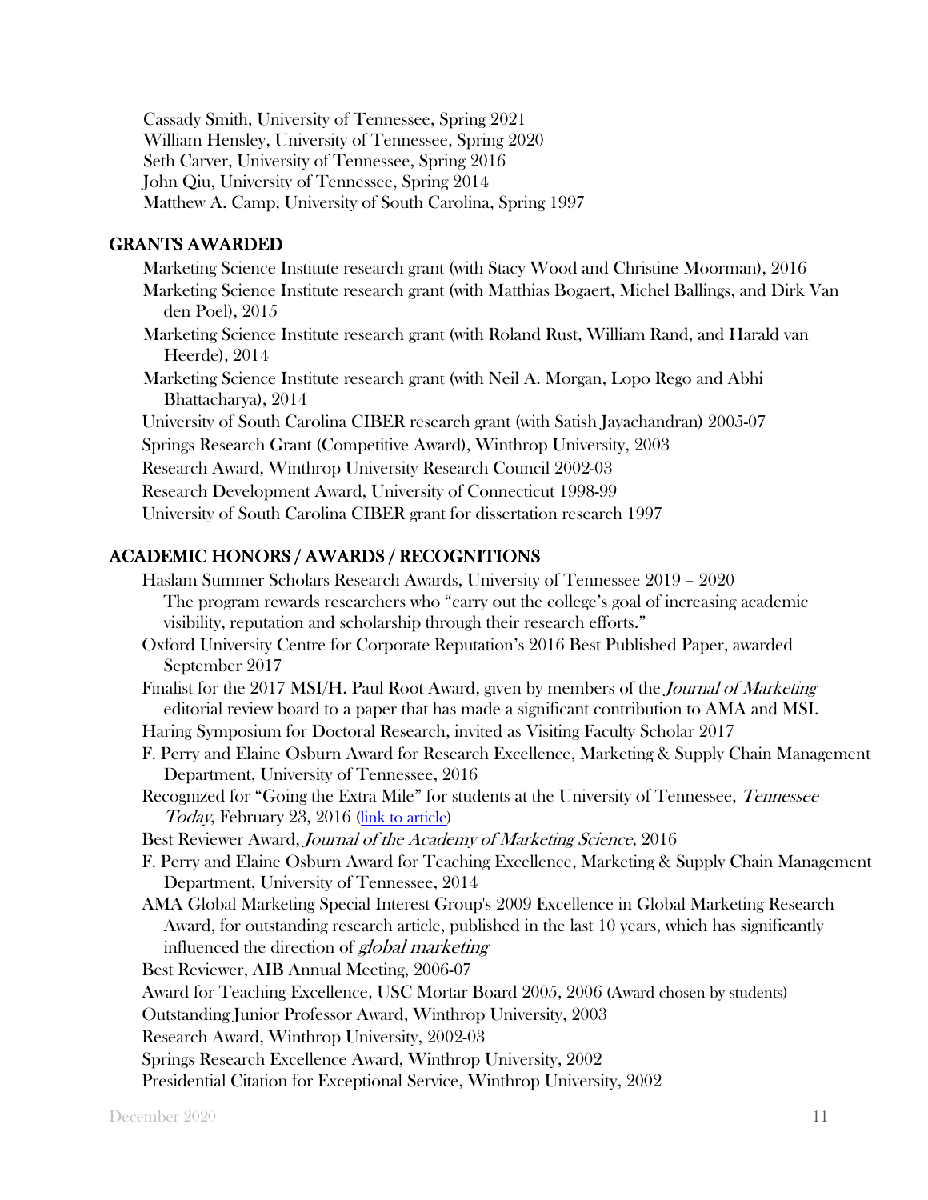Cassady Smith, University of Tennessee, Spring 2021
William Hensley, University of Tennessee, Spring 2020
Seth Carver, University of Tennessee, Spring 2016
John Qiu, University of Tennessee, Spring 2014
Matthew A. Camp, University of South Carolina, Spring 1997

## GRANTS AWARDED

Marketing Science Institute research grant (with Stacy Wood and Christine Moorman), 2016

Marketing Science Institute research grant (with Matthias Bogaert, Michel Ballings, and Dirk Van den Poel), 2015

Marketing Science Institute research grant (with Roland Rust, William Rand, and Harald van Heerde), 2014

Marketing Science Institute research grant (with Neil A. Morgan, Lopo Rego and Abhi Bhattacharya), 2014

University of South Carolina CIBER research grant (with Satish Jayachandran) 2005-07

Springs Research Grant (Competitive Award), Winthrop University, 2003

Research Award, Winthrop University Research Council 2002-03

Research Development Award, University of Connecticut 1998-99

University of South Carolina CIBER grant for dissertation research 1997

## ACADEMIC HONORS / AWARDS / RECOGNITIONS

Haslam Summer Scholars Research Awards, University of Tennessee 2019 – 2020
The program rewards researchers who "carry out the college's goal of increasing academic visibility, reputation and scholarship through their research efforts."

Oxford University Centre for Corporate Reputation's 2016 Best Published Paper, awarded September 2017

Finalist for the 2017 MSI/H. Paul Root Award, given by members of the *Journal of Marketing* editorial review board to a paper that has made a significant contribution to AMA and MSI.

Haring Symposium for Doctoral Research, invited as Visiting Faculty Scholar 2017

F. Perry and Elaine Osburn Award for Research Excellence, Marketing & Supply Chain Management Department, University of Tennessee, 2016

Recognized for "Going the Extra Mile" for students at the University of Tennessee, *Tennessee Today*, February 23, 2016 (link to article)

Best Reviewer Award, *Journal of the Academy of Marketing Science*, 2016

F. Perry and Elaine Osburn Award for Teaching Excellence, Marketing & Supply Chain Management Department, University of Tennessee, 2014

AMA Global Marketing Special Interest Group's 2009 Excellence in Global Marketing Research Award, for outstanding research article, published in the last 10 years, which has significantly influenced the direction of *global marketing*

Best Reviewer, AIB Annual Meeting, 2006-07

Award for Teaching Excellence, USC Mortar Board 2005, 2006 (Award chosen by students)

Outstanding Junior Professor Award, Winthrop University, 2003

Research Award, Winthrop University, 2002-03

Springs Research Excellence Award, Winthrop University, 2002

Presidential Citation for Exceptional Service, Winthrop University, 2002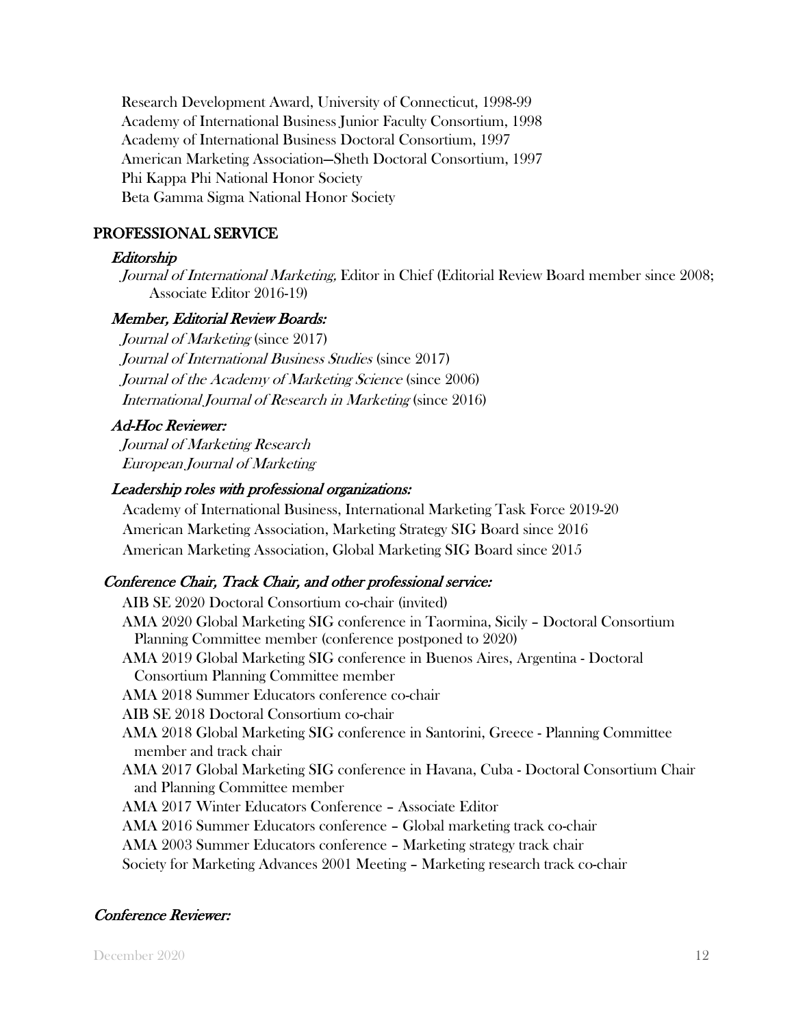Research Development Award, University of Connecticut, 1998-99
Academy of International Business Junior Faculty Consortium, 1998
Academy of International Business Doctoral Consortium, 1997
American Marketing Association—Sheth Doctoral Consortium, 1997
Phi Kappa Phi National Honor Society
Beta Gamma Sigma National Honor Society

## PROFESSIONAL SERVICE

### *Editorship*

*Journal of International Marketing,* Editor in Chief (Editorial Review Board member since 2008; Associate Editor 2016-19)

### *Member, Editorial Review Boards:*

*Journal of Marketing* (since 2017)
*Journal of International Business Studies* (since 2017)
*Journal of the Academy of Marketing Science* (since 2006)
*International Journal of Research in Marketing* (since 2016)

### *Ad-Hoc Reviewer:*

*Journal of Marketing Research*
*European Journal of Marketing*

### *Leadership roles with professional organizations:*

Academy of International Business, International Marketing Task Force 2019-20
American Marketing Association, Marketing Strategy SIG Board since 2016
American Marketing Association, Global Marketing SIG Board since 2015

### *Conference Chair, Track Chair, and other professional service:*

AIB SE 2020 Doctoral Consortium co-chair (invited)
AMA 2020 Global Marketing SIG conference in Taormina, Sicily – Doctoral Consortium Planning Committee member (conference postponed to 2020)
AMA 2019 Global Marketing SIG conference in Buenos Aires, Argentina - Doctoral Consortium Planning Committee member
AMA 2018 Summer Educators conference co-chair
AIB SE 2018 Doctoral Consortium co-chair
AMA 2018 Global Marketing SIG conference in Santorini, Greece - Planning Committee member and track chair
AMA 2017 Global Marketing SIG conference in Havana, Cuba - Doctoral Consortium Chair and Planning Committee member
AMA 2017 Winter Educators Conference – Associate Editor
AMA 2016 Summer Educators conference – Global marketing track co-chair
AMA 2003 Summer Educators conference – Marketing strategy track chair
Society for Marketing Advances 2001 Meeting – Marketing research track co-chair

### *Conference Reviewer:*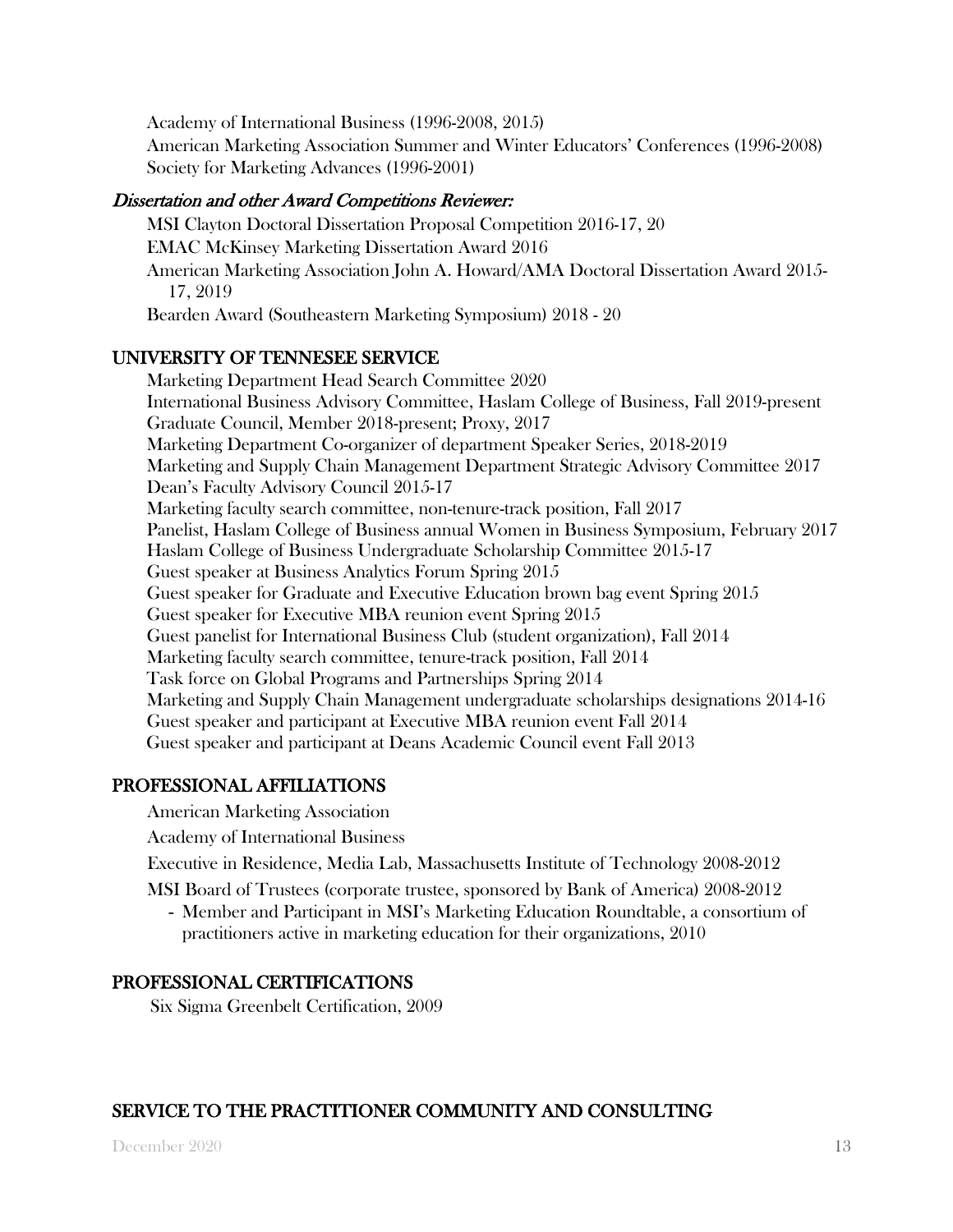Academy of International Business (1996-2008, 2015)
American Marketing Association Summer and Winter Educators' Conferences (1996-2008)
Society for Marketing Advances (1996-2001)

*Dissertation and other Award Competitions Reviewer:*

MSI Clayton Doctoral Dissertation Proposal Competition 2016-17, 20
EMAC McKinsey Marketing Dissertation Award 2016
American Marketing Association John A. Howard/AMA Doctoral Dissertation Award 2015-17, 2019
Bearden Award (Southeastern Marketing Symposium) 2018 - 20

## UNIVERSITY OF TENNESEE SERVICE

Marketing Department Head Search Committee 2020
International Business Advisory Committee, Haslam College of Business, Fall 2019-present
Graduate Council, Member 2018-present; Proxy, 2017
Marketing Department Co-organizer of department Speaker Series, 2018-2019
Marketing and Supply Chain Management Department Strategic Advisory Committee 2017
Dean's Faculty Advisory Council 2015-17
Marketing faculty search committee, non-tenure-track position, Fall 2017
Panelist, Haslam College of Business annual Women in Business Symposium, February 2017
Haslam College of Business Undergraduate Scholarship Committee 2015-17
Guest speaker at Business Analytics Forum Spring 2015
Guest speaker for Graduate and Executive Education brown bag event Spring 2015
Guest speaker for Executive MBA reunion event Spring 2015
Guest panelist for International Business Club (student organization), Fall 2014
Marketing faculty search committee, tenure-track position, Fall 2014
Task force on Global Programs and Partnerships Spring 2014
Marketing and Supply Chain Management undergraduate scholarships designations 2014-16
Guest speaker and participant at Executive MBA reunion event Fall 2014
Guest speaker and participant at Deans Academic Council event Fall 2013

## PROFESSIONAL AFFILIATIONS

American Marketing Association

Academy of International Business

Executive in Residence, Media Lab, Massachusetts Institute of Technology 2008-2012

MSI Board of Trustees (corporate trustee, sponsored by Bank of America) 2008-2012

- Member and Participant in MSI's Marketing Education Roundtable, a consortium of practitioners active in marketing education for their organizations, 2010

## PROFESSIONAL CERTIFICATIONS

Six Sigma Greenbelt Certification, 2009

## SERVICE TO THE PRACTITIONER COMMUNITY AND CONSULTING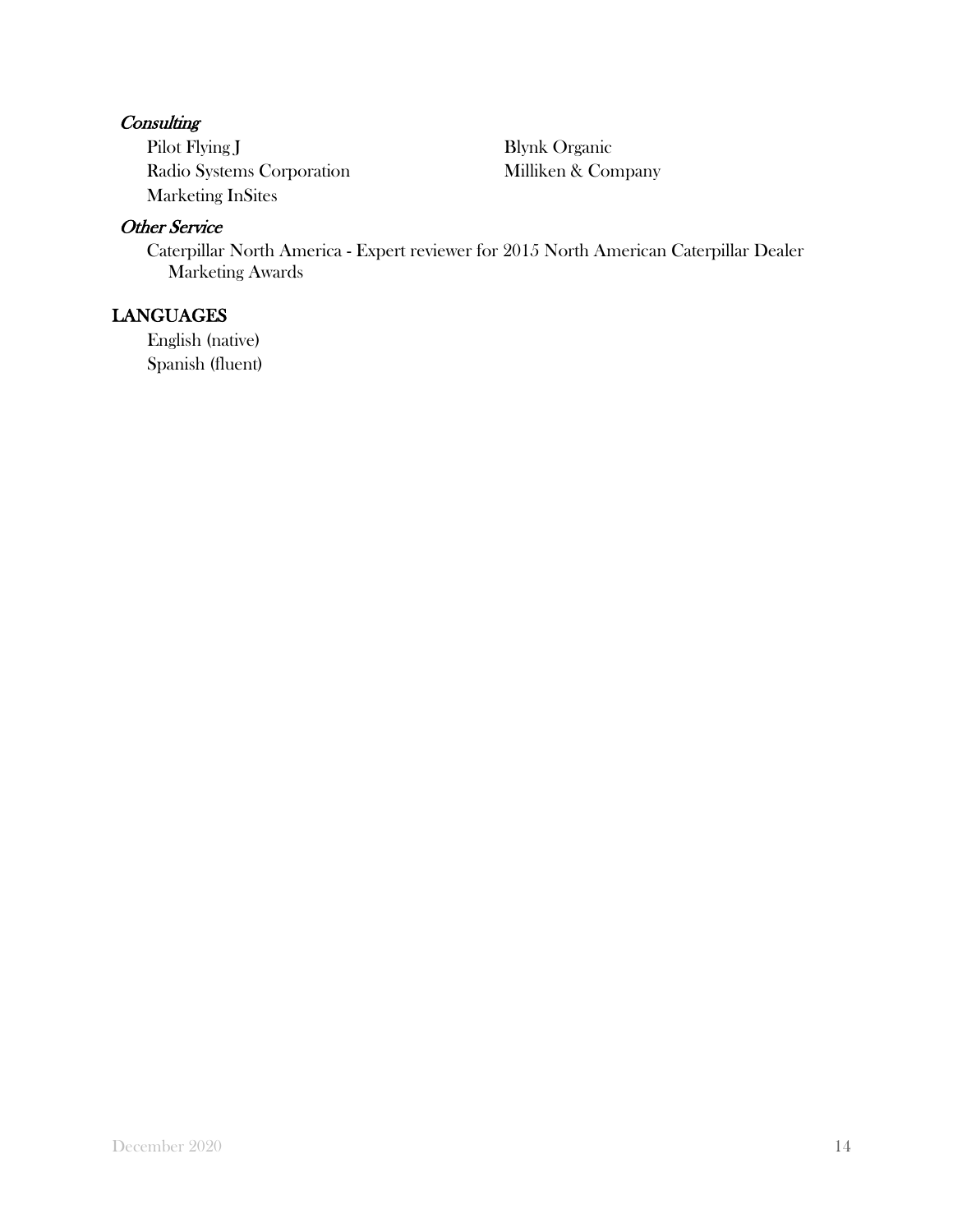*Consulting*

Pilot Flying J
Radio Systems Corporation
Marketing InSites
Blynk Organic
Milliken & Company

*Other Service*

Caterpillar North America - Expert reviewer for 2015 North American Caterpillar Dealer Marketing Awards

## LANGUAGES

English (native)
Spanish (fluent)